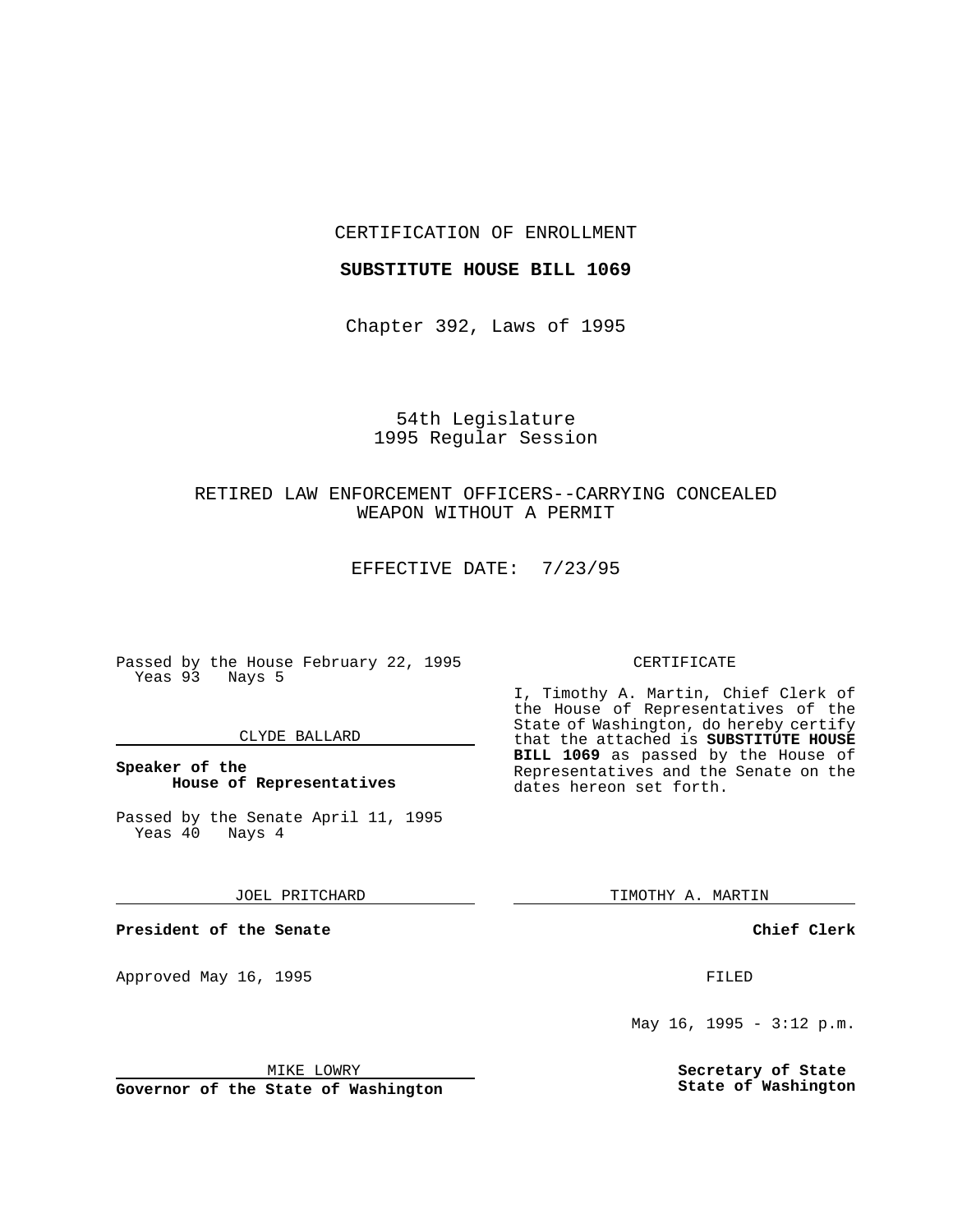CERTIFICATION OF ENROLLMENT

**SUBSTITUTE HOUSE BILL 1069**

Chapter 392, Laws of 1995

54th Legislature
1995 Regular Session

RETIRED LAW ENFORCEMENT OFFICERS--CARRYING CONCEALED WEAPON WITHOUT A PERMIT

EFFECTIVE DATE: 7/23/95

Passed by the House February 22, 1995
Yeas 93 Nays 5

CLYDE BALLARD

**Speaker of the House of Representatives**

Passed by the Senate April 11, 1995
Yeas 40 Nays 4

JOEL PRITCHARD

**President of the Senate**

Approved May 16, 1995

MIKE LOWRY

**Governor of the State of Washington**

CERTIFICATE

I, Timothy A. Martin, Chief Clerk of the House of Representatives of the State of Washington, do hereby certify that the attached is **SUBSTITUTE HOUSE BILL 1069** as passed by the House of Representatives and the Senate on the dates hereon set forth.

TIMOTHY A. MARTIN

**Chief Clerk**

FILED

May 16, 1995 - 3:12 p.m.

**Secretary of State State of Washington**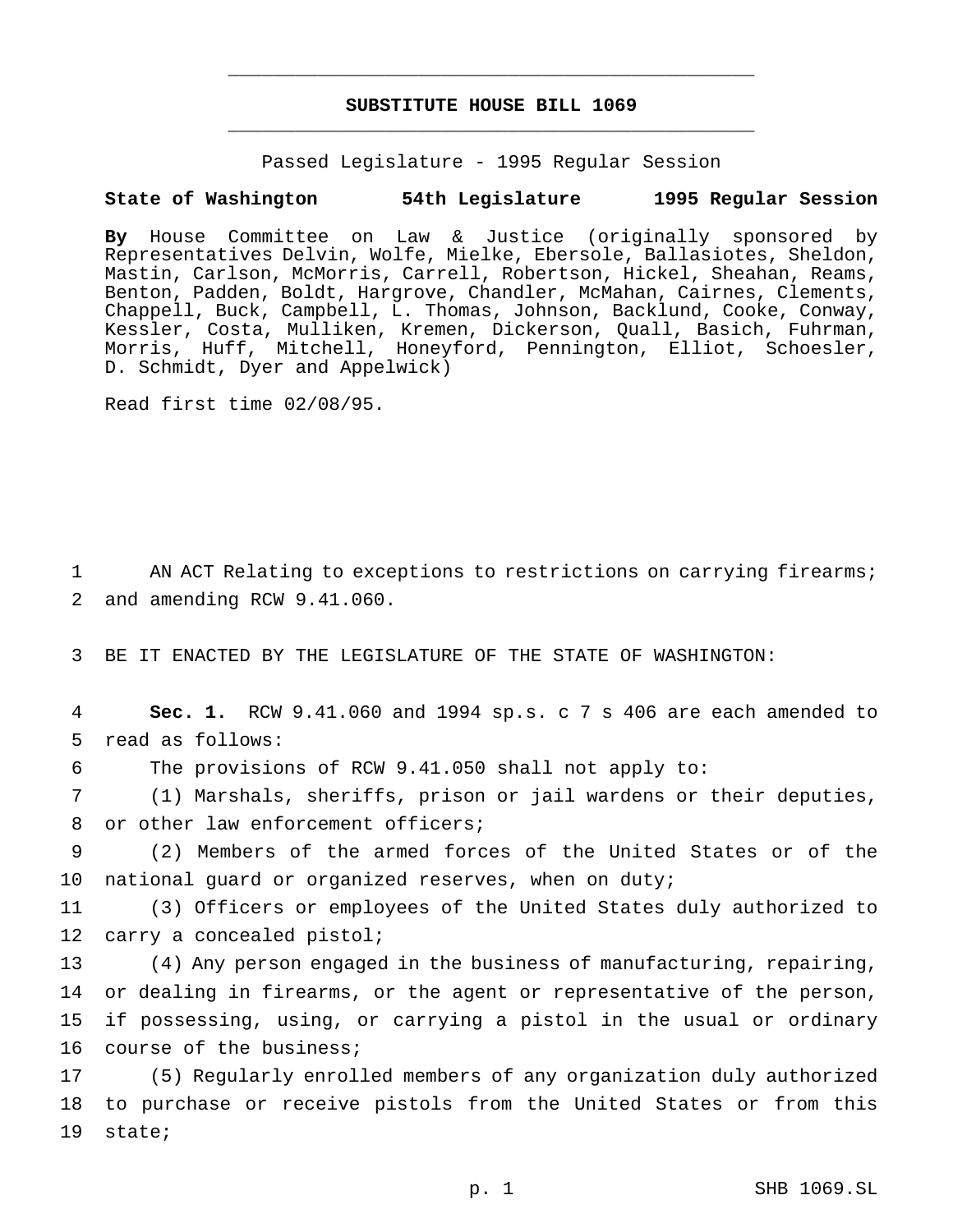# SUBSTITUTE HOUSE BILL 1069

Passed Legislature - 1995 Regular Session

**State of Washington 54th Legislature 1995 Regular Session**

**By** House Committee on Law & Justice (originally sponsored by Representatives Delvin, Wolfe, Mielke, Ebersole, Ballasiotes, Sheldon, Mastin, Carlson, McMorris, Carrell, Robertson, Hickel, Sheahan, Reams, Benton, Padden, Boldt, Hargrove, Chandler, McMahan, Cairnes, Clements, Chappell, Buck, Campbell, L. Thomas, Johnson, Backlund, Cooke, Conway, Kessler, Costa, Mulliken, Kremen, Dickerson, Quall, Basich, Fuhrman, Morris, Huff, Mitchell, Honeyford, Pennington, Elliot, Schoesler, D. Schmidt, Dyer and Appelwick)

Read first time 02/08/95.

AN ACT Relating to exceptions to restrictions on carrying firearms; and amending RCW 9.41.060.

BE IT ENACTED BY THE LEGISLATURE OF THE STATE OF WASHINGTON:

**Sec. 1.** RCW 9.41.060 and 1994 sp.s. c 7 s 406 are each amended to read as follows:

The provisions of RCW 9.41.050 shall not apply to:

(1) Marshals, sheriffs, prison or jail wardens or their deputies, or other law enforcement officers;

(2) Members of the armed forces of the United States or of the national guard or organized reserves, when on duty;

(3) Officers or employees of the United States duly authorized to carry a concealed pistol;

(4) Any person engaged in the business of manufacturing, repairing, or dealing in firearms, or the agent or representative of the person, if possessing, using, or carrying a pistol in the usual or ordinary course of the business;

(5) Regularly enrolled members of any organization duly authorized to purchase or receive pistols from the United States or from this state;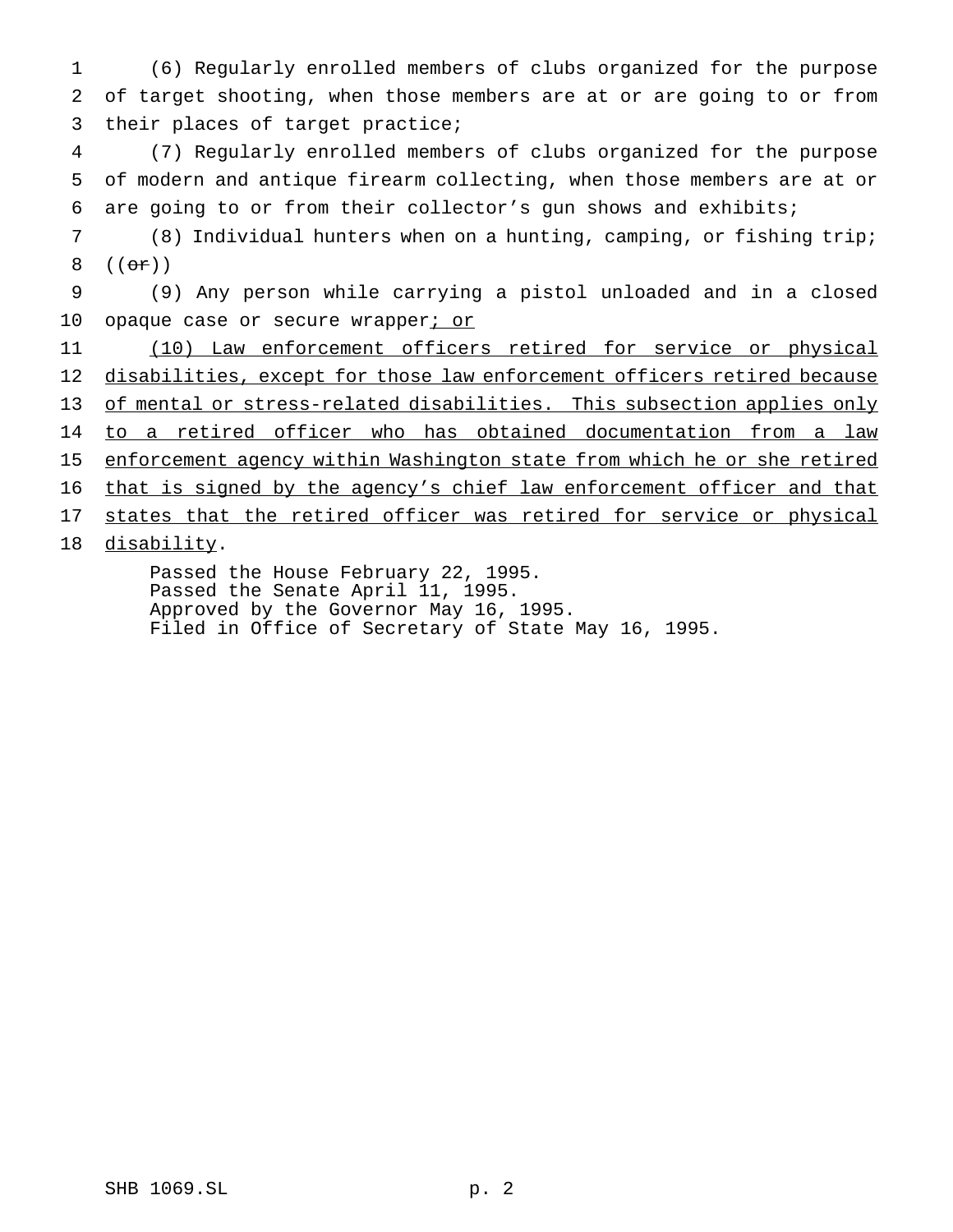(6) Regularly enrolled members of clubs organized for the purpose of target shooting, when those members are at or are going to or from their places of target practice;

(7) Regularly enrolled members of clubs organized for the purpose of modern and antique firearm collecting, when those members are at or are going to or from their collector's gun shows and exhibits;

(8) Individual hunters when on a hunting, camping, or fishing trip; ((~~or~~))

(9) Any person while carrying a pistol unloaded and in a closed opaque case or secure wrapper<u>; or</u>

<u>(10) Law enforcement officers retired for service or physical disabilities, except for those law enforcement officers retired because of mental or stress-related disabilities. This subsection applies only to a retired officer who has obtained documentation from a law enforcement agency within Washington state from which he or she retired that is signed by the agency's chief law enforcement officer and that states that the retired officer was retired for service or physical disability</u>.

Passed the House February 22, 1995.
Passed the Senate April 11, 1995.
Approved by the Governor May 16, 1995.
Filed in Office of Secretary of State May 16, 1995.